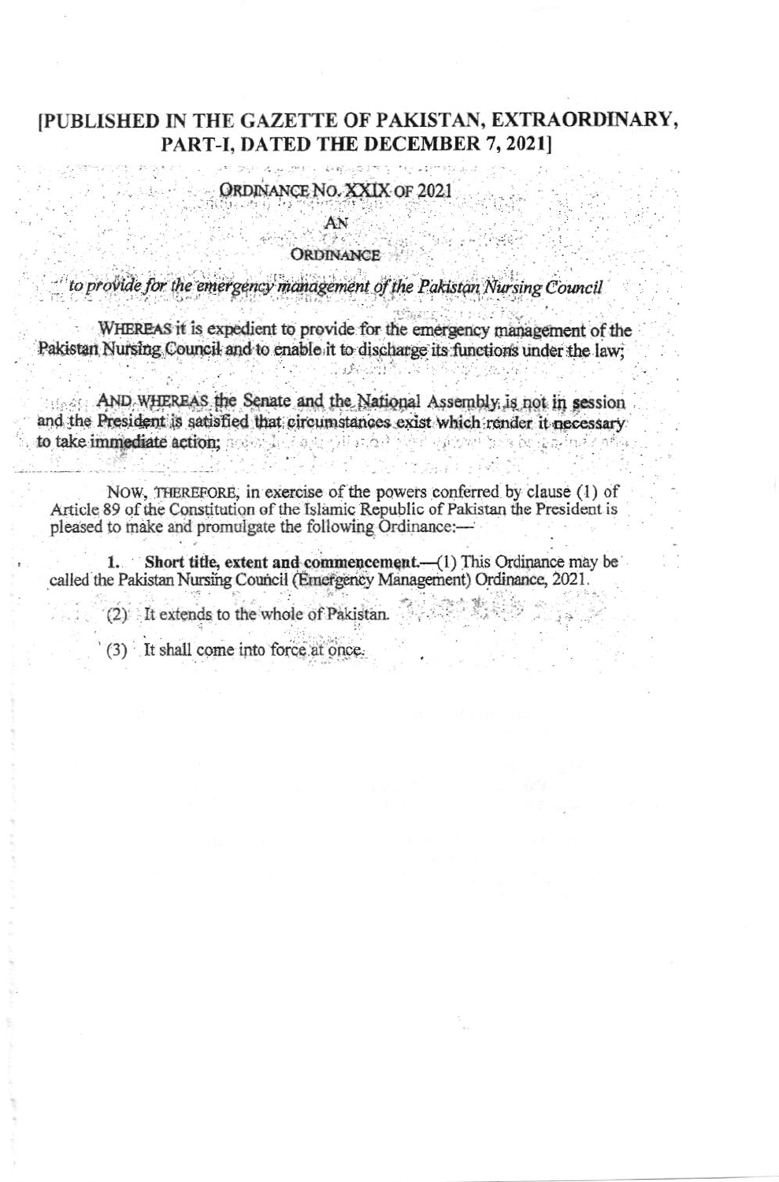# [PUBLISHED IN THE GAZETTE OF PAKISTAN, EXTRAORDINARY, PART-I, DATED THE DECEMBER 7, 2021]

## ORDINANCE NO. XXIX OF 2021

## AN

## ORDINANCE

*to provide for the emergency management of the Pakistan Nursing Council*

WHEREAS it is expedient to provide for the emergency management of the Pakistan Nursing Council and to enable it to discharge its functions under the law;

AND WHEREAS the Senate and the National Assembly is not in session and the President is satisfied that circumstances exist which render it necessary to take immediate action;

NOW, THEREFORE, in exercise of the powers conferred by clause (1) of Article 89 of the Constitution of the Islamic Republic of Pakistan the President is pleased to make and promulgate the following Ordinance:—

1. **Short title, extent and commencement.**—(1) This Ordinance may be called the Pakistan Nursing Council (Emergency Management) Ordinance, 2021.

(2) It extends to the whole of Pakistan.

(3) It shall come into force at once.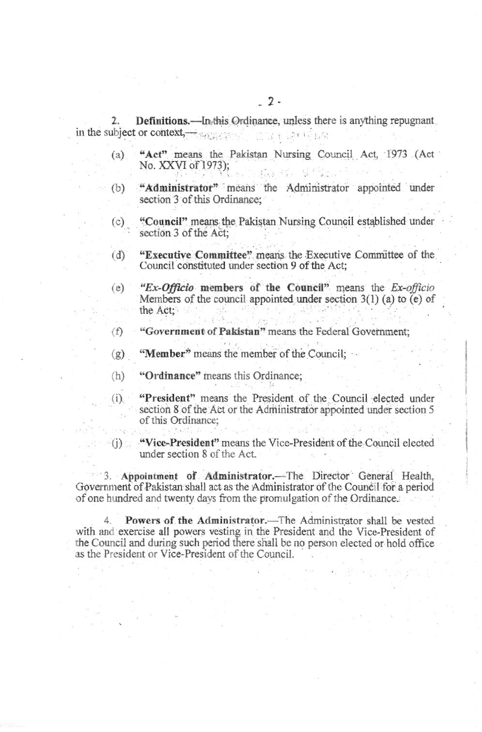2. **Definitions.**—In this Ordinance, unless there is anything repugnant in the subject or context,—

(a) **"Act"** means the Pakistan Nursing Council Act, 1973 (Act No. XXVI of 1973);

(b) **"Administrator"** means the Administrator appointed under section 3 of this Ordinance;

(c) **"Council"** means the Pakistan Nursing Council established under section 3 of the Act;

(d) **"Executive Committee"** means the Executive Committee of the Council constituted under section 9 of the Act;

(e) ***"Ex-Officio* members of the Council"** means the *Ex-officio* Members of the council appointed under section 3(1) (a) to (e) of the Act;

(f) **"Government of Pakistan"** means the Federal Government;

(g) **"Member"** means the member of the Council;

(h) **"Ordinance"** means this Ordinance;

(i) **"President"** means the President of the Council elected under section 8 of the Act or the Administrator appointed under section 5 of this Ordinance;

(j) **"Vice-President"** means the Vice-President of the Council elected under section 8 of the Act.

3. **Appointment of Administrator.**—The Director General Health, Government of Pakistan shall act as the Administrator of the Council for a period of one hundred and twenty days from the promulgation of the Ordinance.

4. **Powers of the Administrator.**—The Administrator shall be vested with and exercise all powers vesting in the President and the Vice-President of the Council and during such period there shall be no person elected or hold office as the President or Vice-President of the Council.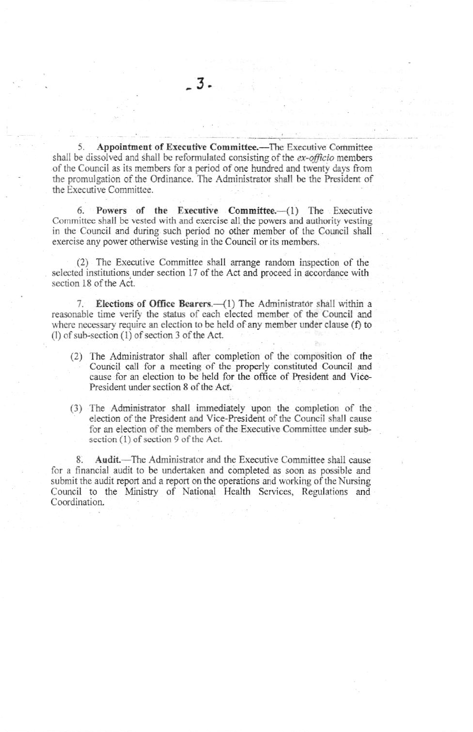5. **Appointment of Executive Committee.**—The Executive Committee shall be dissolved and shall be reformulated consisting of the *ex-officio* members of the Council as its members for a period of one hundred and twenty days from the promulgation of the Ordinance. The Administrator shall be the President of the Executive Committee.

6. **Powers of the Executive Committee.**—(1) The Executive Committee shall be vested with and exercise all the powers and authority vesting in the Council and during such period no other member of the Council shall exercise any power otherwise vesting in the Council or its members.

(2) The Executive Committee shall arrange random inspection of the selected institutions under section 17 of the Act and proceed in accordance with section 18 of the Act.

7. **Elections of Office Bearers.**—(1) The Administrator shall within a reasonable time verify the status of each elected member of the Council and where necessary require an election to be held of any member under clause (f) to (l) of sub-section (1) of section 3 of the Act.

(2) The Administrator shall after completion of the composition of the Council call for a meeting of the properly constituted Council and cause for an election to be held for the office of President and Vice-President under section 8 of the Act.

(3) The Administrator shall immediately upon the completion of the election of the President and Vice-President of the Council shall cause for an election of the members of the Executive Committee under sub-section (1) of section 9 of the Act.

8. **Audit.**—The Administrator and the Executive Committee shall cause for a financial audit to be undertaken and completed as soon as possible and submit the audit report and a report on the operations and working of the Nursing Council to the Ministry of National Health Services, Regulations and Coordination.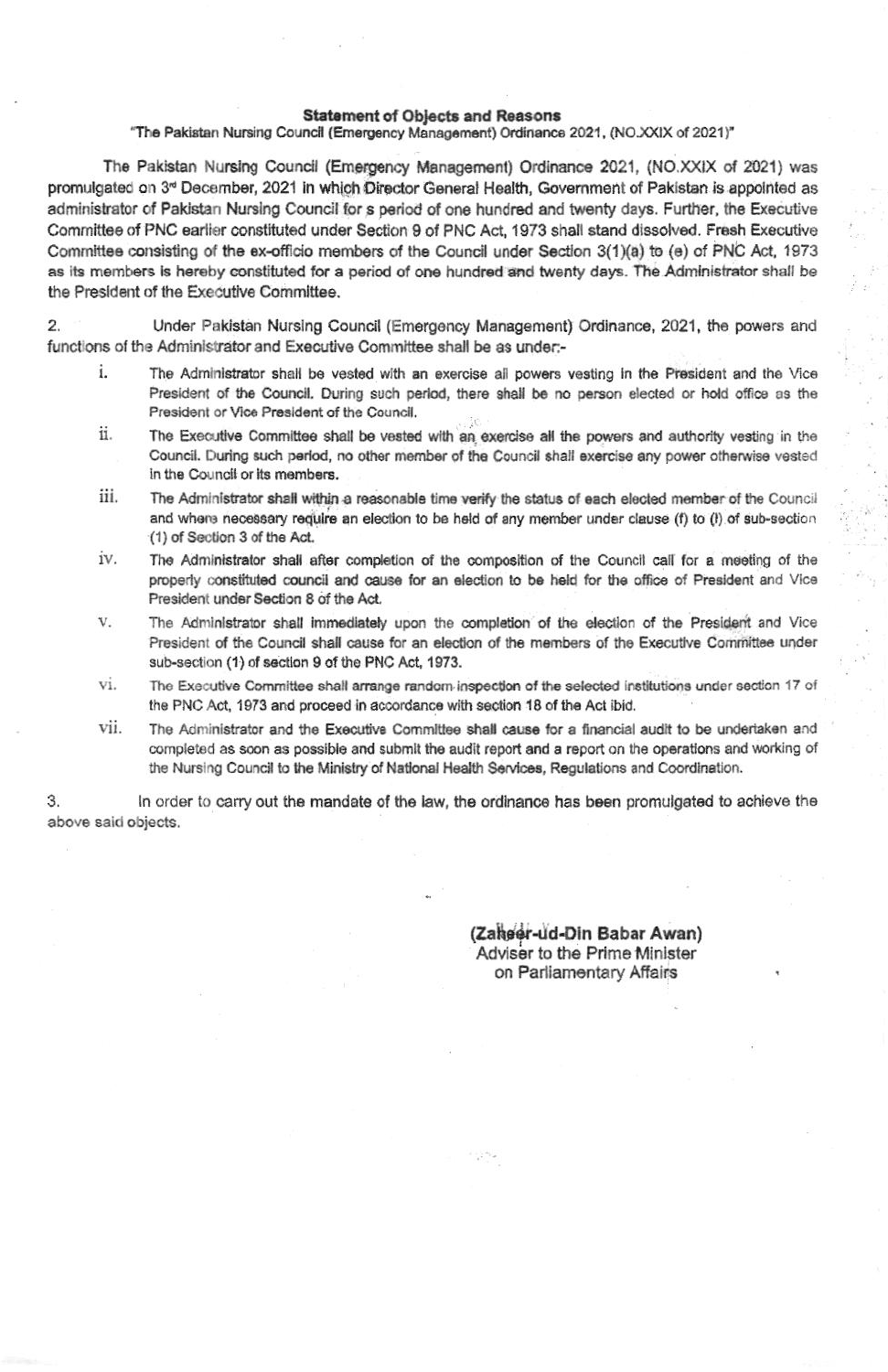**Statement of Objects and Reasons**

"The Pakistan Nursing Council (Emergency Management) Ordinance 2021, (NO.XXIX of 2021)"

The Pakistan Nursing Council (Emergency Management) Ordinance 2021, (NO.XXIX of 2021) was promulgated on 3rd December, 2021 in which Director General Health, Government of Pakistan is appointed as administrator of Pakistan Nursing Council for s period of one hundred and twenty days. Further, the Executive Committee of PNC earlier constituted under Section 9 of PNC Act, 1973 shall stand dissolved. Fresh Executive Committee consisting of the ex-officio members of the Council under Section 3(1)(a) to (e) of PNC Act, 1973 as its members is hereby constituted for a period of one hundred and twenty days. The Administrator shall be the President of the Executive Committee.

2. Under Pakistan Nursing Council (Emergency Management) Ordinance, 2021, the powers and functions of the Administrator and Executive Committee shall be as under:-

i. The Administrator shall be vested with an exercise all powers vesting in the President and the Vice President of the Council. During such period, there shall be no person elected or hold office as the President or Vice President of the Council.

ii. The Executive Committee shall be vested with an exercise all the powers and authority vesting in the Council. During such period, no other member of the Council shall exercise any power otherwise vested in the Council or its members.

iii. The Administrator shall within a reasonable time verify the status of each elected member of the Council and where necessary require an election to be held of any member under clause (f) to (l) of sub-section (1) of Section 3 of the Act.

iv. The Administrator shall after completion of the composition of the Council call for a meeting of the properly constituted council and cause for an election to be held for the office of President and Vice President under Section 8 of the Act.

v. The Administrator shall immediately upon the completion of the election of the President and Vice President of the Council shall cause for an election of the members of the Executive Committee under sub-section (1) of section 9 of the PNC Act, 1973.

vi. The Executive Committee shall arrange random inspection of the selected institutions under section 17 of the PNC Act, 1973 and proceed in accordance with section 18 of the Act ibid.

vii. The Administrator and the Executive Committee shall cause for a financial audit to be undertaken and completed as soon as possible and submit the audit report and a report on the operations and working of the Nursing Council to the Ministry of National Health Services, Regulations and Coordination.

3. In order to carry out the mandate of the law, the ordinance has been promulgated to achieve the above said objects.

(Zaheer-ud-Din Babar Awan)
Adviser to the Prime Minister
on Parliamentary Affairs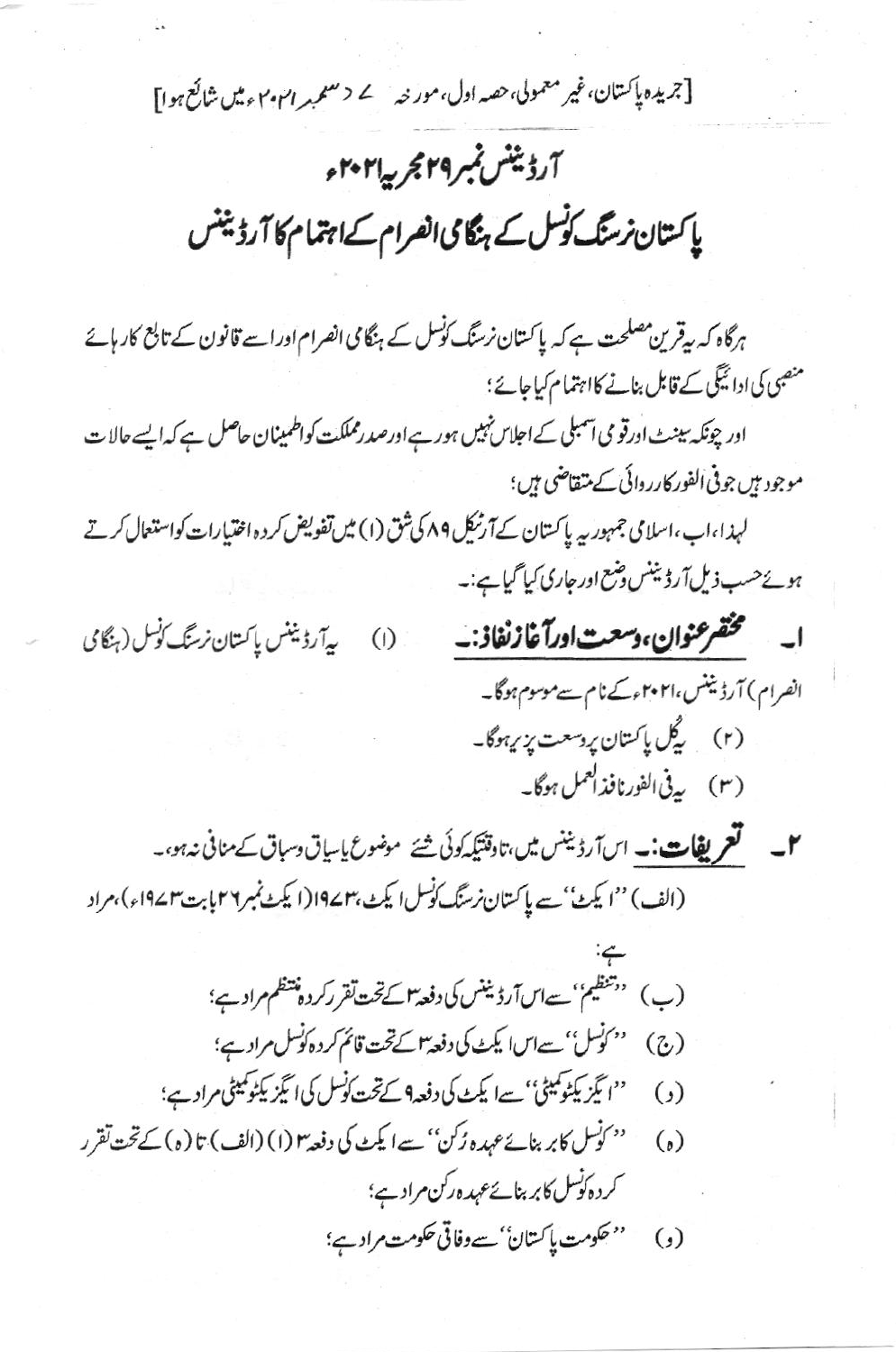[جریدہ پاکستان، غیر معمولی، حصہ اول، مورخہ ۷ دسمبر ۲۰۲۱ء میں شائع ہوا]

# آرڈیننس نمبر ۲۹ مجریہ ۲۰۲۱ء

## پاکستان نرسنگ کونسل کے ہنگامی انصرام کے اہتمام کا آرڈیننس

ہرگاہ کہ یہ قرین مصلحت ہے کہ پاکستان نرسنگ کونسل کے ہنگامی انصرام اور اسے قانون کے تابع کارہائے منصبی کی ادائیگی کے قابل بنانے کا اہتمام کیا جائے؛

اور چونکہ سینٹ اور قومی اسمبلی کے اجلاس نہیں ہو رہے اور صدر مملکت کو اطمینان حاصل ہے کہ ایسے حالات موجود ہیں جو فی الفور کارروائی کے متقاضی ہیں؛

لہذا، اب، اسلامی جمہوریہ پاکستان کے آرٹیکل ۸۹ کی شق (۱) میں تفویض کردہ اختیارات کو استعمال کرتے ہوئے حسب ذیل آرڈیننس وضع اور جاری کیا گیا ہے:۔

۱۔ **مختصر عنوان، وسعت اور آغاز نفاذ:۔** (۱) یہ آرڈیننس پاکستان نرسنگ کونسل (ہنگامی انصرام) آرڈیننس، ۲۰۲۱ء کے نام سے موسوم ہوگا۔

(۲) یہ کُل پاکستان پر وسعت پذیر ہوگا۔

(۳) یہ فی الفور نافذ العمل ہوگا۔

۲۔ **تعریفات:۔** اس آرڈیننس میں، تاوقتیکہ کوئی شئے موضوع یا سیاق وسباق کے منافی نہ ہو،۔

(الف) ''ایکٹ'' سے پاکستان نرسنگ کونسل ایکٹ، ۱۹۷۳ء (ایکٹ نمبر ۲۶ بابت ۱۹۷۳ء)، مراد ہے:

(ب) ''منتظم'' سے اس آرڈیننس کی دفعہ ۳ کے تحت تقرر کردہ منتظم مراد ہے؛

(ج) ''کونسل'' سے اس ایکٹ کی دفعہ ۳ کے تحت قائم کردہ کونسل مراد ہے؛

(د) ''ایگزیکٹو کمیٹی'' سے ایکٹ کی دفعہ ۹ کے تحت کونسل کی ایگزیکٹو کمیٹی مراد ہے؛

(ہ) ''کونسل کا بربنائے عہدہ رُکن'' سے ایکٹ کی دفعہ ۳ (۱) (الف) تا (ہ) کے تحت تقرر کردہ کونسل کا بربنائے عہدہ رکن مراد ہے؛

(و) ''حکومت پاکستان'' سے وفاقی حکومت مراد ہے؛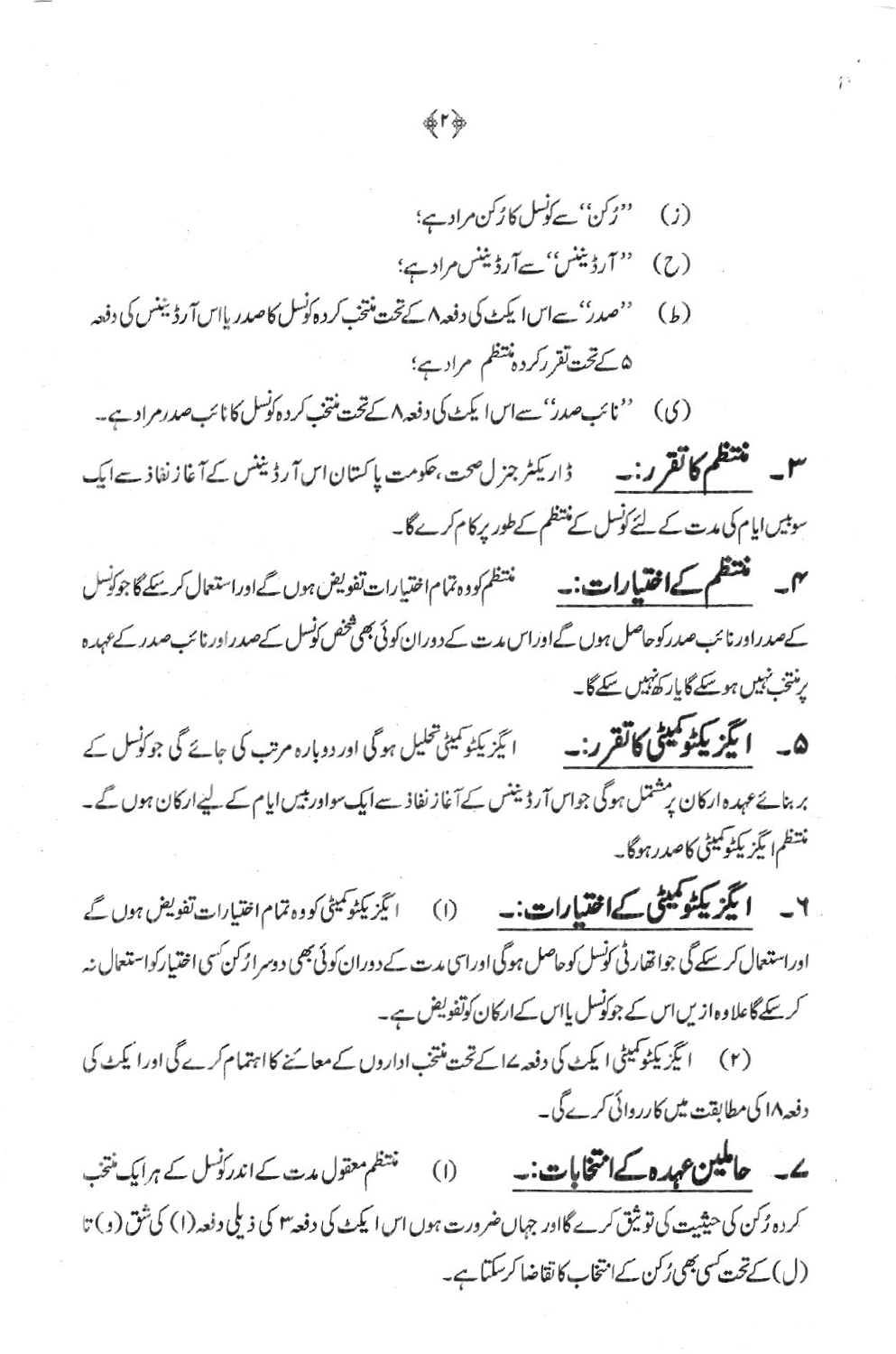(ز) ''رُکن'' سے کونسل کا رُکن مراد ہے؛

(ح) ''آرڈیننس'' سے آرڈیننس مراد ہے؛

(ط) ''صدر'' سے اس ایکٹ کی دفعہ ۸ کے تحت منتخب کردہ کونسل کا صدر یا اس آرڈیننس کی دفعہ ۵ کے تحت تقرر کردہ منتظم مراد ہے؛

(ی) ''نائب صدر'' سے اس ایکٹ کی دفعہ ۸ کے تحت منتخب کردہ کونسل کا نائب صدر مراد ہے۔

۳۔ **منتظم کا تقرر:۔** ڈائریکٹر جنرل صحت، حکومت پاکستان اس آرڈیننس کے آغاز نفاذ سے ایک سو بیس ایام کی مدت کے لئے کونسل کے منتظم کے طور پر کام کرے گا۔

۴۔ **منتظم کے اختیارات:۔** منتظم کو وہ تمام اختیارات تفویض ہوں گے اور استعمال کر سکے گا جو کونسل کے صدر اور نائب صدر کو حاصل ہوں گے اور اس مدت کے دوران کوئی بھی شخص کونسل کے صدر اور نائب صدر کے عہدہ پر منتخب نہیں ہو سکے گا یا رکھ نہیں سکے گا۔

۵۔ **ایگزیکٹو کمیٹی کا تقرر:۔** ایگزیکٹو کمیٹی تحلیل ہوگی اور دوبارہ مرتب کی جائے گی جو کونسل کے بر بنائے عہدہ ارکان پر مشتمل ہوگی جو اس آرڈیننس کے آغاز نفاذ سے ایک سو اور بیس ایام کے لیے ارکان ہوں گے۔ منتظم ایگزیکٹو کمیٹی کا صدر ہوگا۔

۶۔ **ایگزیکٹو کمیٹی کے اختیارات:۔** (۱) ایگزیکٹو کمیٹی کو وہ تمام اختیارات تفویض ہوں گے اور استعمال کر سکے گی جو اتھارٹی کونسل کو حاصل ہوگی اور اسی مدت کے دوران کوئی بھی دوسرا رُکن کسی اختیار کو استعمال نہ کر سکے گا علاوہ ازیں اس کے جو کونسل یا اس کے ارکان کو تفویض ہے۔

(۲) ایگزیکٹو کمیٹی ایکٹ کی دفعہ ۱۷ کے تحت منتخب اداروں کے معائنے کا اہتمام کرے گی اور ایکٹ کی دفعہ ۱۸ کی مطابقت میں کارروائی کرے گی۔

۷۔ **حاملین عہدہ کے انتخابات:۔** (۱) منتظم معقول مدت کے اندر کونسل کے ہر ایک منتخب کردہ رُکن کی حیثیت کی توثیق کرے گا اور جہاں ضرورت ہوں اس ایکٹ کی دفعہ ۳ کی ذیلی دفعہ (۱) کی شق (و) تا (ل) کے تحت کسی بھی رُکن کے انتخاب کا تقاضا کر سکتا ہے۔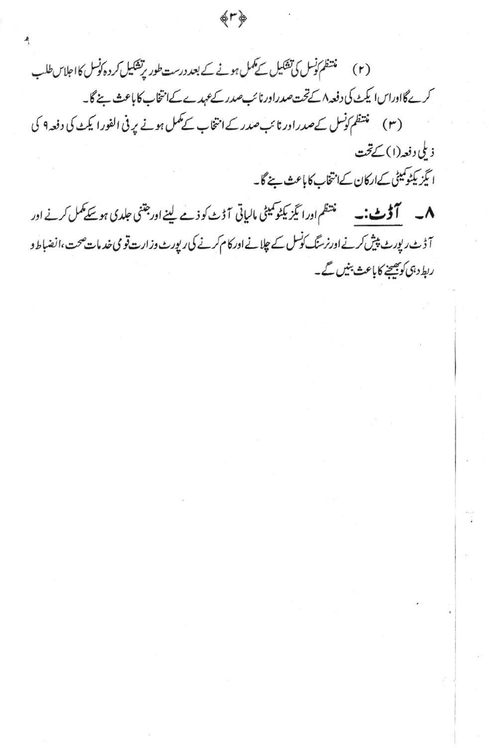(۲) منتظم کونسل کی تشکیل کے مکمل ہونے کے بعد درست طور پر تشکیل کردہ کونسل کا اجلاس طلب کرے گا اور اس ایکٹ کی دفعہ ۸ کے تحت صدر اور نائب صدر کے عہدے کے انتخاب کا باعث بنے گا۔

(۳) منتظم کونسل کے صدر اور نائب صدر کے انتخاب کے مکمل ہونے پر فی الفور ایکٹ کی دفعہ ۹ کی ذیلی دفعہ (۱) کے تحت
ایگزیکٹو کمیٹی کے ارکان کے انتخاب کا باعث بنے گا۔

۸۔ **آڈٹ:۔** منتظم اور ایگزیکٹو کمیٹی مالیاتی آڈٹ کو ذمے لینے اور جتنی جلدی ہو سکے مکمل کرنے اور آڈٹ رپورٹ پیش کرنے اور نرسنگ کونسل کے چلانے اور کام کرنے کی رپورٹ وزارت قومی خدمات صحت، انضباط و ربط دہی کو بھیجنے کا باعث بنیں گے۔